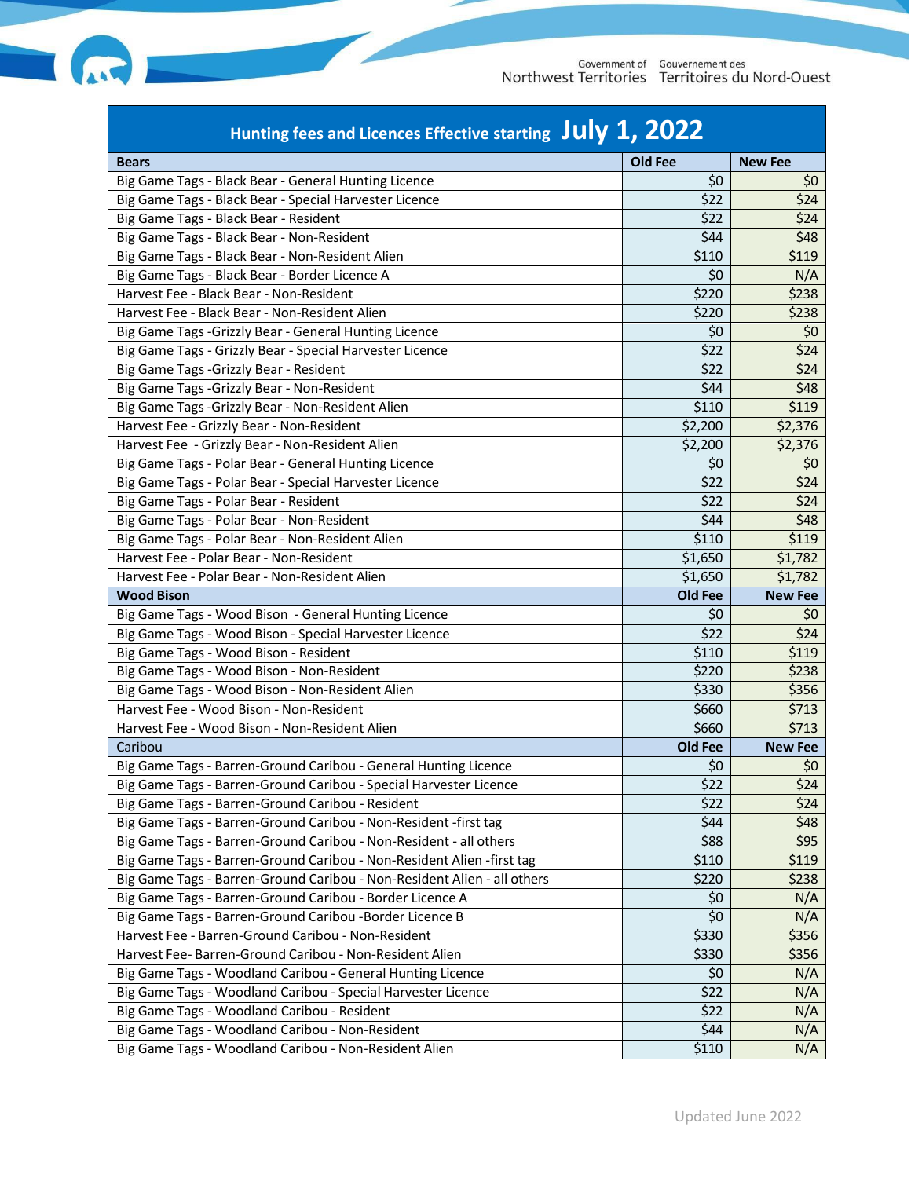# Hunting fees and Licences Effective starting July 1, 2022

| Bears | Old Fee | New Fee |
|---|---|---|
| Big Game Tags - Black Bear - General Hunting Licence | $0 | $0 |
| Big Game Tags - Black Bear - Special Harvester Licence | $22 | $24 |
| Big Game Tags - Black Bear - Resident | $22 | $24 |
| Big Game Tags - Black Bear - Non-Resident | $44 | $48 |
| Big Game Tags - Black Bear - Non-Resident Alien | $110 | $119 |
| Big Game Tags - Black Bear - Border Licence A | $0 | N/A |
| Harvest Fee - Black Bear - Non-Resident | $220 | $238 |
| Harvest Fee - Black Bear - Non-Resident Alien | $220 | $238 |
| Big Game Tags -Grizzly Bear - General Hunting Licence | $0 | $0 |
| Big Game Tags - Grizzly Bear - Special Harvester Licence | $22 | $24 |
| Big Game Tags -Grizzly Bear - Resident | $22 | $24 |
| Big Game Tags -Grizzly Bear - Non-Resident | $44 | $48 |
| Big Game Tags -Grizzly Bear - Non-Resident Alien | $110 | $119 |
| Harvest Fee - Grizzly Bear - Non-Resident | $2,200 | $2,376 |
| Harvest Fee - Grizzly Bear - Non-Resident Alien | $2,200 | $2,376 |
| Big Game Tags - Polar Bear - General Hunting Licence | $0 | $0 |
| Big Game Tags - Polar Bear - Special Harvester Licence | $22 | $24 |
| Big Game Tags - Polar Bear - Resident | $22 | $24 |
| Big Game Tags - Polar Bear - Non-Resident | $44 | $48 |
| Big Game Tags - Polar Bear - Non-Resident Alien | $110 | $119 |
| Harvest Fee - Polar Bear - Non-Resident | $1,650 | $1,782 |
| Harvest Fee - Polar Bear - Non-Resident Alien | $1,650 | $1,782 |
| **Wood Bison** | **Old Fee** | **New Fee** |
| Big Game Tags - Wood Bison - General Hunting Licence | $0 | $0 |
| Big Game Tags - Wood Bison - Special Harvester Licence | $22 | $24 |
| Big Game Tags - Wood Bison - Resident | $110 | $119 |
| Big Game Tags - Wood Bison - Non-Resident | $220 | $238 |
| Big Game Tags - Wood Bison - Non-Resident Alien | $330 | $356 |
| Harvest Fee - Wood Bison - Non-Resident | $660 | $713 |
| Harvest Fee - Wood Bison - Non-Resident Alien | $660 | $713 |
| Caribou | **Old Fee** | **New Fee** |
| Big Game Tags - Barren-Ground Caribou - General Hunting Licence | $0 | $0 |
| Big Game Tags - Barren-Ground Caribou - Special Harvester Licence | $22 | $24 |
| Big Game Tags - Barren-Ground Caribou - Resident | $22 | $24 |
| Big Game Tags - Barren-Ground Caribou - Non-Resident -first tag | $44 | $48 |
| Big Game Tags - Barren-Ground Caribou - Non-Resident - all others | $88 | $95 |
| Big Game Tags - Barren-Ground Caribou - Non-Resident Alien -first tag | $110 | $119 |
| Big Game Tags - Barren-Ground Caribou - Non-Resident Alien - all others | $220 | $238 |
| Big Game Tags - Barren-Ground Caribou - Border Licence A | $0 | N/A |
| Big Game Tags - Barren-Ground Caribou -Border Licence B | $0 | N/A |
| Harvest Fee - Barren-Ground Caribou - Non-Resident | $330 | $356 |
| Harvest Fee- Barren-Ground Caribou - Non-Resident Alien | $330 | $356 |
| Big Game Tags - Woodland Caribou - General Hunting Licence | $0 | N/A |
| Big Game Tags - Woodland Caribou - Special Harvester Licence | $22 | N/A |
| Big Game Tags - Woodland Caribou - Resident | $22 | N/A |
| Big Game Tags - Woodland Caribou - Non-Resident | $44 | N/A |
| Big Game Tags - Woodland Caribou - Non-Resident Alien | $110 | N/A |

Updated June 2022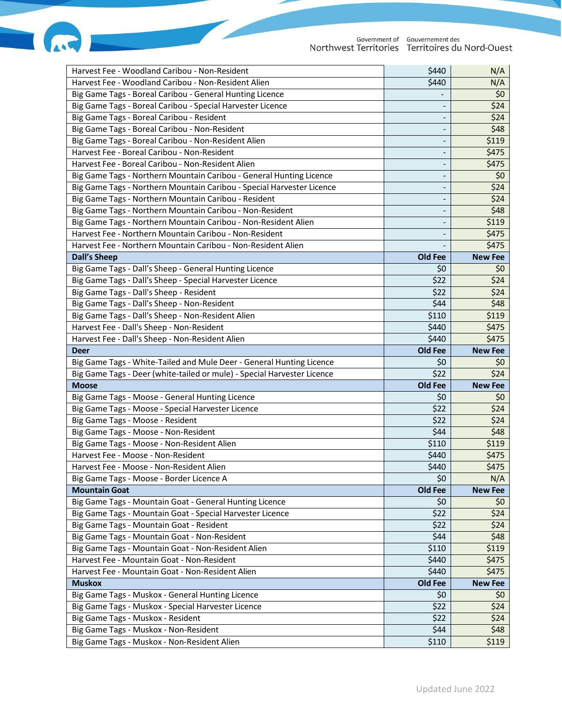| | | |
|---|---|---|
| Harvest Fee - Woodland Caribou - Non-Resident | $440 | N/A |
| Harvest Fee - Woodland Caribou - Non-Resident Alien | $440 | N/A |
| Big Game Tags - Boreal Caribou - General Hunting Licence | - | $0 |
| Big Game Tags - Boreal Caribou - Special Harvester Licence | - | $24 |
| Big Game Tags - Boreal Caribou - Resident | - | $24 |
| Big Game Tags - Boreal Caribou - Non-Resident | - | $48 |
| Big Game Tags - Boreal Caribou - Non-Resident Alien | - | $119 |
| Harvest Fee - Boreal Caribou - Non-Resident | - | $475 |
| Harvest Fee - Boreal Caribou - Non-Resident Alien | - | $475 |
| Big Game Tags - Northern Mountain Caribou - General Hunting Licence | - | $0 |
| Big Game Tags - Northern Mountain Caribou - Special Harvester Licence | - | $24 |
| Big Game Tags - Northern Mountain Caribou - Resident | - | $24 |
| Big Game Tags - Northern Mountain Caribou - Non-Resident | - | $48 |
| Big Game Tags - Northern Mountain Caribou - Non-Resident Alien | - | $119 |
| Harvest Fee - Northern Mountain Caribou - Non-Resident | - | $475 |
| Harvest Fee - Northern Mountain Caribou - Non-Resident Alien | - | $475 |
| **Dall's Sheep** | **Old Fee** | **New Fee** |
| Big Game Tags - Dall's Sheep - General Hunting Licence | $0 | $0 |
| Big Game Tags - Dall's Sheep - Special Harvester Licence | $22 | $24 |
| Big Game Tags - Dall's Sheep - Resident | $22 | $24 |
| Big Game Tags - Dall's Sheep - Non-Resident | $44 | $48 |
| Big Game Tags - Dall's Sheep - Non-Resident Alien | $110 | $119 |
| Harvest Fee - Dall's Sheep - Non-Resident | $440 | $475 |
| Harvest Fee - Dall's Sheep - Non-Resident Alien | $440 | $475 |
| **Deer** | **Old Fee** | **New Fee** |
| Big Game Tags - White-Tailed and Mule Deer - General Hunting Licence | $0 | $0 |
| Big Game Tags - Deer (white-tailed or mule) - Special Harvester Licence | $22 | $24 |
| **Moose** | **Old Fee** | **New Fee** |
| Big Game Tags - Moose - General Hunting Licence | $0 | $0 |
| Big Game Tags - Moose - Special Harvester Licence | $22 | $24 |
| Big Game Tags - Moose - Resident | $22 | $24 |
| Big Game Tags - Moose - Non-Resident | $44 | $48 |
| Big Game Tags - Moose - Non-Resident Alien | $110 | $119 |
| Harvest Fee - Moose - Non-Resident | $440 | $475 |
| Harvest Fee - Moose - Non-Resident Alien | $440 | $475 |
| Big Game Tags - Moose - Border Licence A | $0 | N/A |
| **Mountain Goat** | **Old Fee** | **New Fee** |
| Big Game Tags - Mountain Goat - General Hunting Licence | $0 | $0 |
| Big Game Tags - Mountain Goat - Special Harvester Licence | $22 | $24 |
| Big Game Tags - Mountain Goat - Resident | $22 | $24 |
| Big Game Tags - Mountain Goat - Non-Resident | $44 | $48 |
| Big Game Tags - Mountain Goat - Non-Resident Alien | $110 | $119 |
| Harvest Fee - Mountain Goat - Non-Resident | $440 | $475 |
| Harvest Fee - Mountain Goat - Non-Resident Alien | $440 | $475 |
| **Muskox** | **Old Fee** | **New Fee** |
| Big Game Tags - Muskox - General Hunting Licence | $0 | $0 |
| Big Game Tags - Muskox - Special Harvester Licence | $22 | $24 |
| Big Game Tags - Muskox - Resident | $22 | $24 |
| Big Game Tags - Muskox - Non-Resident | $44 | $48 |
| Big Game Tags - Muskox - Non-Resident Alien | $110 | $119 |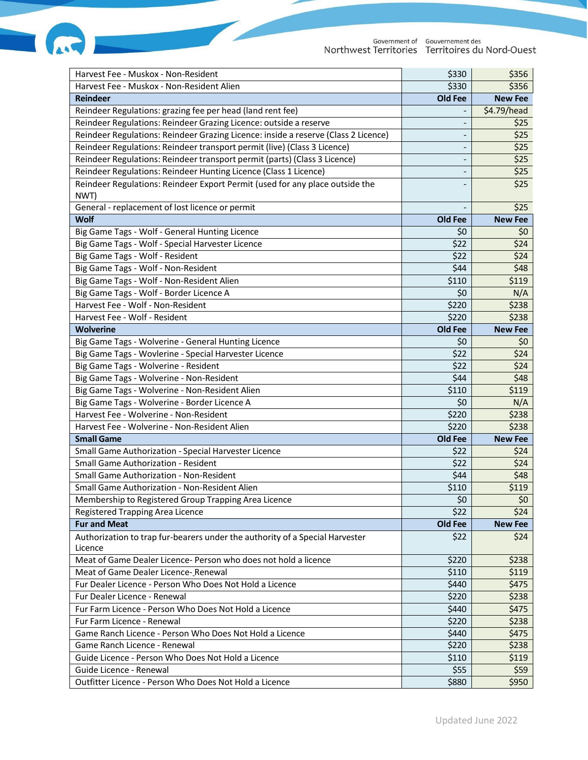| Harvest Fee - Muskox - Non-Resident | $330 | $356 |
|---|---|---|
| Harvest Fee - Muskox - Non-Resident Alien | $330 | $356 |
| **Reindeer** | **Old Fee** | **New Fee** |
| Reindeer Regulations: grazing fee per head (land rent fee) | - | $4.79/head |
| Reindeer Regulations: Reindeer Grazing Licence: outside a reserve | - | $25 |
| Reindeer Regulations: Reindeer Grazing Licence: inside a reserve (Class 2 Licence) | - | $25 |
| Reindeer Regulations: Reindeer transport permit (live) (Class 3 Licence) | - | $25 |
| Reindeer Regulations: Reindeer transport permit (parts) (Class 3 Licence) | - | $25 |
| Reindeer Regulations: Reindeer Hunting Licence (Class 1 Licence) | - | $25 |
| Reindeer Regulations: Reindeer Export Permit (used for any place outside the NWT) | - | $25 |
| General - replacement of lost licence or permit | - | $25 |
| **Wolf** | **Old Fee** | **New Fee** |
| Big Game Tags - Wolf - General Hunting Licence | $0 | $0 |
| Big Game Tags - Wolf - Special Harvester Licence | $22 | $24 |
| Big Game Tags - Wolf - Resident | $22 | $24 |
| Big Game Tags - Wolf - Non-Resident | $44 | $48 |
| Big Game Tags - Wolf - Non-Resident Alien | $110 | $119 |
| Big Game Tags - Wolf - Border Licence A | $0 | N/A |
| Harvest Fee - Wolf - Non-Resident | $220 | $238 |
| Harvest Fee - Wolf - Resident | $220 | $238 |
| **Wolverine** | **Old Fee** | **New Fee** |
| Big Game Tags - Wolverine - General Hunting Licence | $0 | $0 |
| Big Game Tags - Wovlerine - Special Harvester Licence | $22 | $24 |
| Big Game Tags - Wolverine - Resident | $22 | $24 |
| Big Game Tags - Wolverine - Non-Resident | $44 | $48 |
| Big Game Tags - Wolverine - Non-Resident Alien | $110 | $119 |
| Big Game Tags - Wolverine - Border Licence A | $0 | N/A |
| Harvest Fee - Wolverine - Non-Resident | $220 | $238 |
| Harvest Fee - Wolverine - Non-Resident Alien | $220 | $238 |
| **Small Game** | **Old Fee** | **New Fee** |
| Small Game Authorization - Special Harvester Licence | $22 | $24 |
| Small Game Authorization - Resident | $22 | $24 |
| Small Game Authorization - Non-Resident | $44 | $48 |
| Small Game Authorization - Non-Resident Alien | $110 | $119 |
| Membership to Registered Group Trapping Area Licence | $0 | $0 |
| Registered Trapping Area Licence | $22 | $24 |
| **Fur and Meat** | **Old Fee** | **New Fee** |
| Authorization to trap fur-bearers under the authority of a Special Harvester Licence | $22 | $24 |
| Meat of Game Dealer Licence- Person who does not hold a licence | $220 | $238 |
| Meat of Game Dealer Licence- Renewal | $110 | $119 |
| Fur Dealer Licence - Person Who Does Not Hold a Licence | $440 | $475 |
| Fur Dealer Licence - Renewal | $220 | $238 |
| Fur Farm Licence - Person Who Does Not Hold a Licence | $440 | $475 |
| Fur Farm Licence - Renewal | $220 | $238 |
| Game Ranch Licence - Person Who Does Not Hold a Licence | $440 | $475 |
| Game Ranch Licence - Renewal | $220 | $238 |
| Guide Licence - Person Who Does Not Hold a Licence | $110 | $119 |
| Guide Licence - Renewal | $55 | $59 |
| Outfitter Licence - Person Who Does Not Hold a Licence | $880 | $950 |

Updated June 2022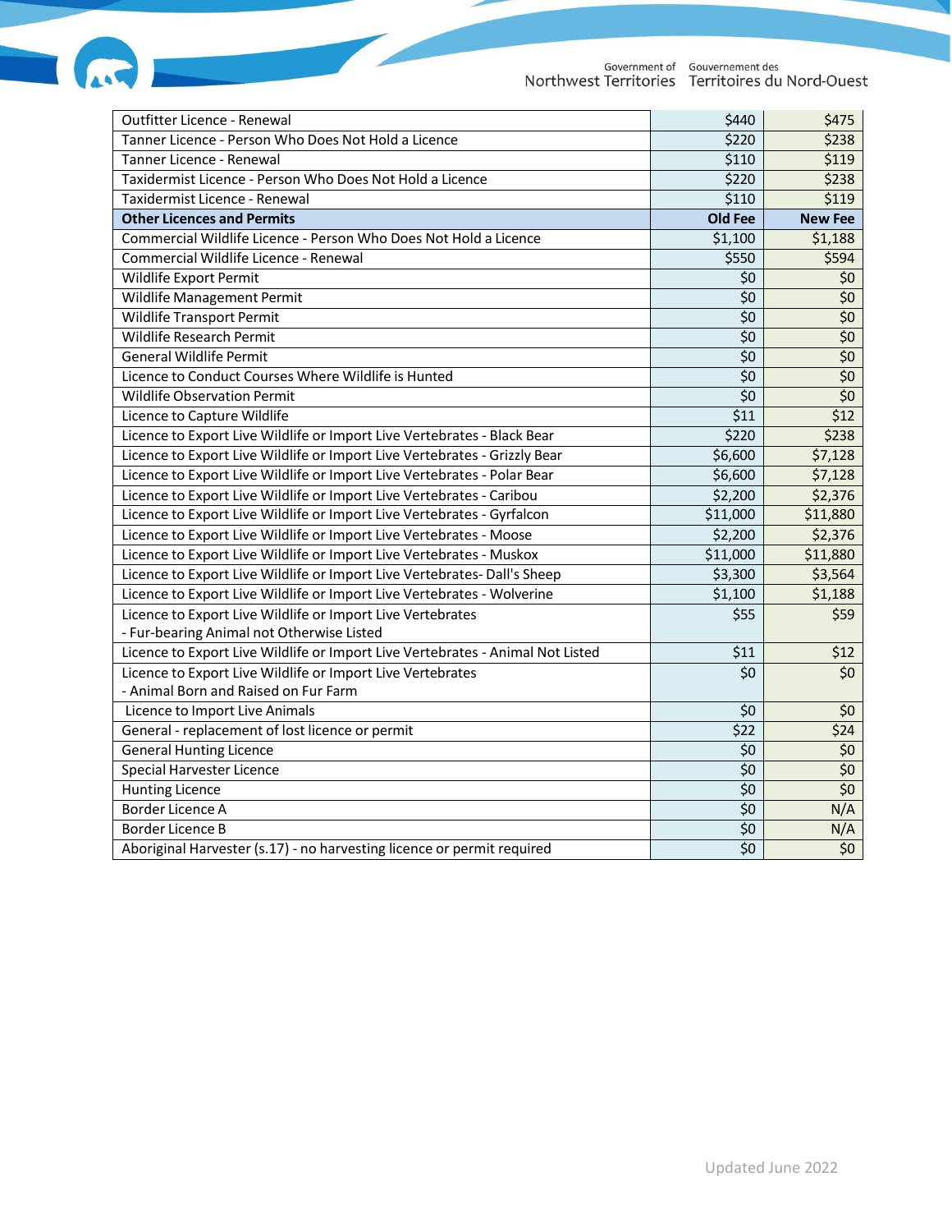| | | |
|---|---|---|
| Outfitter Licence - Renewal | $440 | $475 |
| Tanner Licence - Person Who Does Not Hold a Licence | $220 | $238 |
| Tanner Licence - Renewal | $110 | $119 |
| Taxidermist Licence - Person Who Does Not Hold a Licence | $220 | $238 |
| Taxidermist Licence - Renewal | $110 | $119 |
| **Other Licences and Permits** | **Old Fee** | **New Fee** |
| Commercial Wildlife Licence - Person Who Does Not Hold a Licence | $1,100 | $1,188 |
| Commercial Wildlife Licence - Renewal | $550 | $594 |
| Wildlife Export Permit | $0 | $0 |
| Wildlife Management Permit | $0 | $0 |
| Wildlife Transport Permit | $0 | $0 |
| Wildlife Research Permit | $0 | $0 |
| General Wildlife Permit | $0 | $0 |
| Licence to Conduct Courses Where Wildlife is Hunted | $0 | $0 |
| Wildlife Observation Permit | $0 | $0 |
| Licence to Capture Wildlife | $11 | $12 |
| Licence to Export Live Wildlife or Import Live Vertebrates - Black Bear | $220 | $238 |
| Licence to Export Live Wildlife or Import Live Vertebrates - Grizzly Bear | $6,600 | $7,128 |
| Licence to Export Live Wildlife or Import Live Vertebrates - Polar Bear | $6,600 | $7,128 |
| Licence to Export Live Wildlife or Import Live Vertebrates - Caribou | $2,200 | $2,376 |
| Licence to Export Live Wildlife or Import Live Vertebrates - Gyrfalcon | $11,000 | $11,880 |
| Licence to Export Live Wildlife or Import Live Vertebrates - Moose | $2,200 | $2,376 |
| Licence to Export Live Wildlife or Import Live Vertebrates - Muskox | $11,000 | $11,880 |
| Licence to Export Live Wildlife or Import Live Vertebrates- Dall's Sheep | $3,300 | $3,564 |
| Licence to Export Live Wildlife or Import Live Vertebrates - Wolverine | $1,100 | $1,188 |
| Licence to Export Live Wildlife or Import Live Vertebrates - Fur-bearing Animal not Otherwise Listed | $55 | $59 |
| Licence to Export Live Wildlife or Import Live Vertebrates - Animal Not Listed | $11 | $12 |
| Licence to Export Live Wildlife or Import Live Vertebrates - Animal Born and Raised on Fur Farm | $0 | $0 |
| Licence to Import Live Animals | $0 | $0 |
| General - replacement of lost licence or permit | $22 | $24 |
| General Hunting Licence | $0 | $0 |
| Special Harvester Licence | $0 | $0 |
| Hunting Licence | $0 | $0 |
| Border Licence A | $0 | N/A |
| Border Licence B | $0 | N/A |
| Aboriginal Harvester (s.17) - no harvesting licence or permit required | $0 | $0 |

Updated June 2022